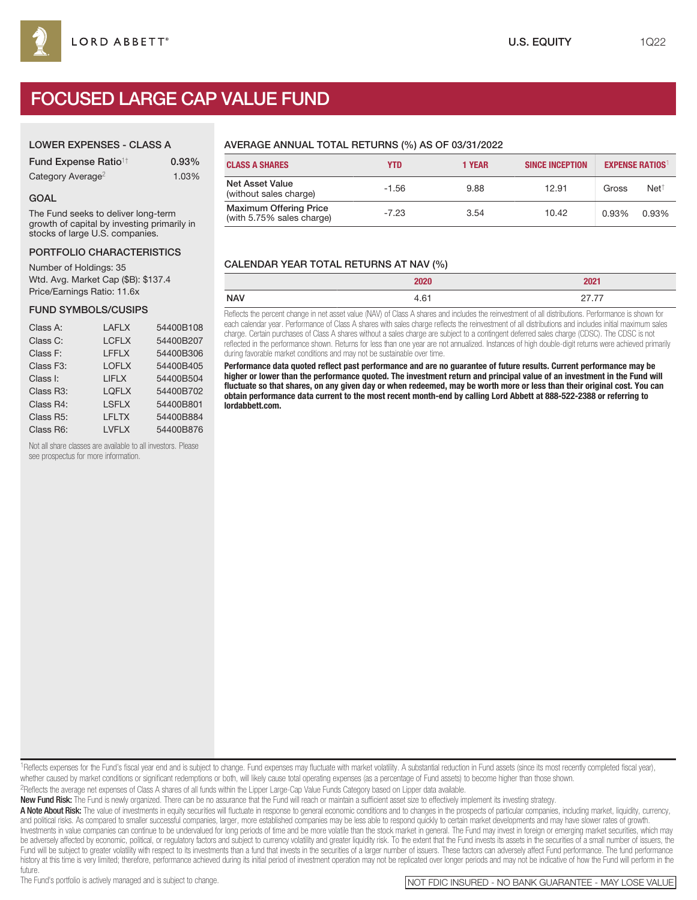LORD ABBETT®

U.S. EQUITY

1Q22

# FOCUSED LARGE CAP VALUE FUND

## LOWER EXPENSES - CLASS A

| | |
|---|---|
| Fund Expense Ratio[1†] | 0.93% |
| Category Average[2] | 1.03% |

## GOAL

The Fund seeks to deliver long-term growth of capital by investing primarily in stocks of large U.S. companies.

## PORTFOLIO CHARACTERISTICS

Number of Holdings: 35
Wtd. Avg. Market Cap ($B): $137.4
Price/Earnings Ratio: 11.6x

## FUND SYMBOLS/CUSIPS

| | | |
|---|---|---|
| Class A: | LAFLX | 54400B108 |
| Class C: | LCFLX | 54400B207 |
| Class F: | LFFLX | 54400B306 |
| Class F3: | LOFLX | 54400B405 |
| Class I: | LIFLX | 54400B504 |
| Class R3: | LQFLX | 54400B702 |
| Class R4: | LSFLX | 54400B801 |
| Class R5: | LFLTX | 54400B884 |
| Class R6: | LVFLX | 54400B876 |

Not all share classes are available to all investors. Please see prospectus for more information.

## AVERAGE ANNUAL TOTAL RETURNS (%) AS OF 03/31/2022

| CLASS A SHARES | YTD | 1 YEAR | SINCE INCEPTION | EXPENSE RATIOS[1] | |
|---|---|---|---|---|---|
| | | | | Gross | Net[†] |
| Net Asset Value (without sales charge) | -1.56 | 9.88 | 12.91 | | |
| Maximum Offering Price (with 5.75% sales charge) | -7.23 | 3.54 | 10.42 | 0.93% | 0.93% |

## CALENDAR YEAR TOTAL RETURNS AT NAV (%)

| | 2020 | 2021 |
|---|---|---|
| NAV | 4.61 | 27.77 |

Reflects the percent change in net asset value (NAV) of Class A shares and includes the reinvestment of all distributions. Performance is shown for each calendar year. Performance of Class A shares with sales charge reflects the reinvestment of all distributions and includes initial maximum sales charge. Certain purchases of Class A shares without a sales charge are subject to a contingent deferred sales charge (CDSC). The CDSC is not reflected in the performance shown. Returns for less than one year are not annualized. Instances of high double-digit returns were achieved primarily during favorable market conditions and may not be sustainable over time.

**Performance data quoted reflect past performance and are no guarantee of future results. Current performance may be higher or lower than the performance quoted. The investment return and principal value of an investment in the Fund will fluctuate so that shares, on any given day or when redeemed, may be worth more or less than their original cost. You can obtain performance data current to the most recent month-end by calling Lord Abbett at 888-522-2388 or referring to lordabbett.com.**

[1]Reflects expenses for the Fund's fiscal year end and is subject to change. Fund expenses may fluctuate with market volatility. A substantial reduction in Fund assets (since its most recently completed fiscal year), whether caused by market conditions or significant redemptions or both, will likely cause total operating expenses (as a percentage of Fund assets) to become higher than those shown.
[2]Reflects the average net expenses of Class A shares of all funds within the Lipper Large-Cap Value Funds Category based on Lipper data available.

**New Fund Risk:** The Fund is newly organized. There can be no assurance that the Fund will reach or maintain a sufficient asset size to effectively implement its investing strategy.

**A Note About Risk:** The value of investments in equity securities will fluctuate in response to general economic conditions and to changes in the prospects of particular companies, including market, liquidity, currency, and political risks. As compared to smaller successful companies, larger, more established companies may be less able to respond quickly to certain market developments and may have slower rates of growth. Investments in value companies can continue to be undervalued for long periods of time and be more volatile than the stock market in general. The Fund may invest in foreign or emerging market securities, which may be adversely affected by economic, political, or regulatory factors and subject to currency volatility and greater liquidity risk. To the extent that the Fund invests its assets in the securities of a small number of issuers, the Fund will be subject to greater volatility with respect to its investments than a fund that invests in the securities of a larger number of issuers. These factors can adversely affect Fund performance. The fund performance history at this time is very limited; therefore, performance achieved during its initial period of investment operation may not be replicated over longer periods and may not be indicative of how the Fund will perform in the future.

The Fund's portfolio is actively managed and is subject to change.

NOT FDIC INSURED - NO BANK GUARANTEE - MAY LOSE VALUE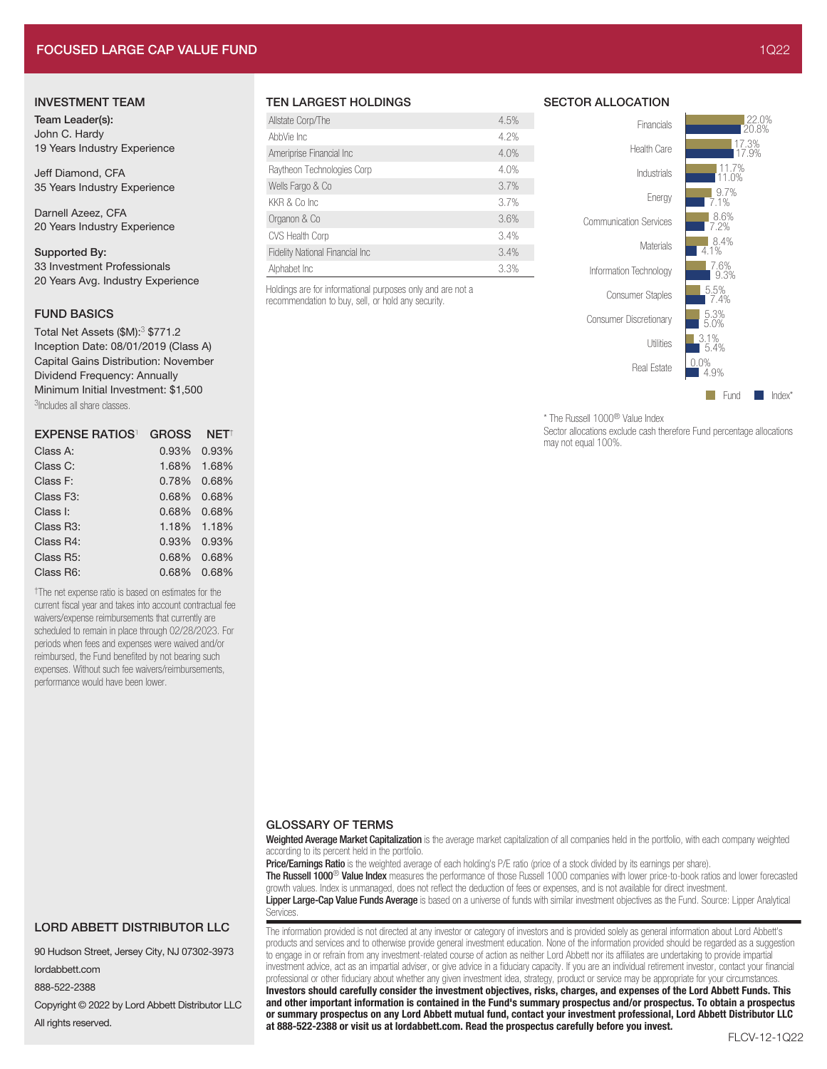## INVESTMENT TEAM

**Team Leader(s):**
John C. Hardy
19 Years Industry Experience

Jeff Diamond, CFA
35 Years Industry Experience

Darnell Azeez, CFA
20 Years Industry Experience

**Supported By:**
33 Investment Professionals
20 Years Avg. Industry Experience

## FUND BASICS

Total Net Assets ($M):[3] $771.2
Inception Date: 08/01/2019 (Class A)
Capital Gains Distribution: November
Dividend Frequency: Annually
Minimum Initial Investment: $1,500
[3]Includes all share classes.

| EXPENSE RATIOS† | GROSS | NET† |
|---|---|---|
| Class A: | 0.93% | 0.93% |
| Class C: | 1.68% | 1.68% |
| Class F: | 0.78% | 0.68% |
| Class F3: | 0.68% | 0.68% |
| Class I: | 0.68% | 0.68% |
| Class R3: | 1.18% | 1.18% |
| Class R4: | 0.93% | 0.93% |
| Class R5: | 0.68% | 0.68% |
| Class R6: | 0.68% | 0.68% |

†The net expense ratio is based on estimates for the current fiscal year and takes into account contractual fee waivers/expense reimbursements that currently are scheduled to remain in place through 02/28/2023. For periods when fees and expenses were waived and/or reimbursed, the Fund benefited by not bearing such expenses. Without such fee waivers/reimbursements, performance would have been lower.

## TEN LARGEST HOLDINGS

| | |
|---|---|
| Allstate Corp/The | 4.5% |
| AbbVie Inc | 4.2% |
| Ameriprise Financial Inc | 4.0% |
| Raytheon Technologies Corp | 4.0% |
| Wells Fargo & Co | 3.7% |
| KKR & Co Inc | 3.7% |
| Organon & Co | 3.6% |
| CVS Health Corp | 3.4% |
| Fidelity National Financial Inc | 3.4% |
| Alphabet Inc | 3.3% |

Holdings are for informational purposes only and are not a recommendation to buy, sell, or hold any security.

## SECTOR ALLOCATION

Financials 22.0% 20.8%
Health Care 17.3% 17.9%
Industrials 11.7% 11.0%
Energy 9.7% 7.1%
Communication Services 8.6% 7.2%
Materials 8.4% 4.1%
Information Technology 7.6% 9.3%
Consumer Staples 5.5% 7.4%
Consumer Discretionary 5.3% 5.0%
Utilities 3.1% 5.4%
Real Estate 0.0% 4.9%

Fund Index*

\* The Russell 1000® Value Index
Sector allocations exclude cash therefore Fund percentage allocations may not equal 100%.

## GLOSSARY OF TERMS

**Weighted Average Market Capitalization** is the average market capitalization of all companies held in the portfolio, with each company weighted according to its percent held in the portfolio.
**Price/Earnings Ratio** is the weighted average of each holding's P/E ratio (price of a stock divided by its earnings per share).
**The Russell 1000® Value Index** measures the performance of those Russell 1000 companies with lower price-to-book ratios and lower forecasted growth values. Index is unmanaged, does not reflect the deduction of fees or expenses, and is not available for direct investment.
**Lipper Large-Cap Value Funds Average** is based on a universe of funds with similar investment objectives as the Fund. Source: Lipper Analytical Services.

The information provided is not directed at any investor or category of investors and is provided solely as general information about Lord Abbett's products and services and to otherwise provide general investment education. None of the information provided should be regarded as a suggestion to engage in or refrain from any investment-related course of action as neither Lord Abbett nor its affiliates are undertaking to provide impartial investment advice, act as an impartial adviser, or give advice in a fiduciary capacity. If you are an individual retirement investor, contact your financial professional or other fiduciary about whether any given investment idea, strategy, product or service may be appropriate for your circumstances.
**Investors should carefully consider the investment objectives, risks, charges, and expenses of the Lord Abbett Funds. This and other important information is contained in the Fund's summary prospectus and/or prospectus. To obtain a prospectus or summary prospectus on any Lord Abbett mutual fund, contact your investment professional, Lord Abbett Distributor LLC at 888-522-2388 or visit us at lordabbett.com. Read the prospectus carefully before you invest.**

## LORD ABBETT DISTRIBUTOR LLC

90 Hudson Street, Jersey City, NJ 07302-3973
lordabbett.com
888-522-2388
Copyright © 2022 by Lord Abbett Distributor LLC
All rights reserved.

FLCV-12-1Q22